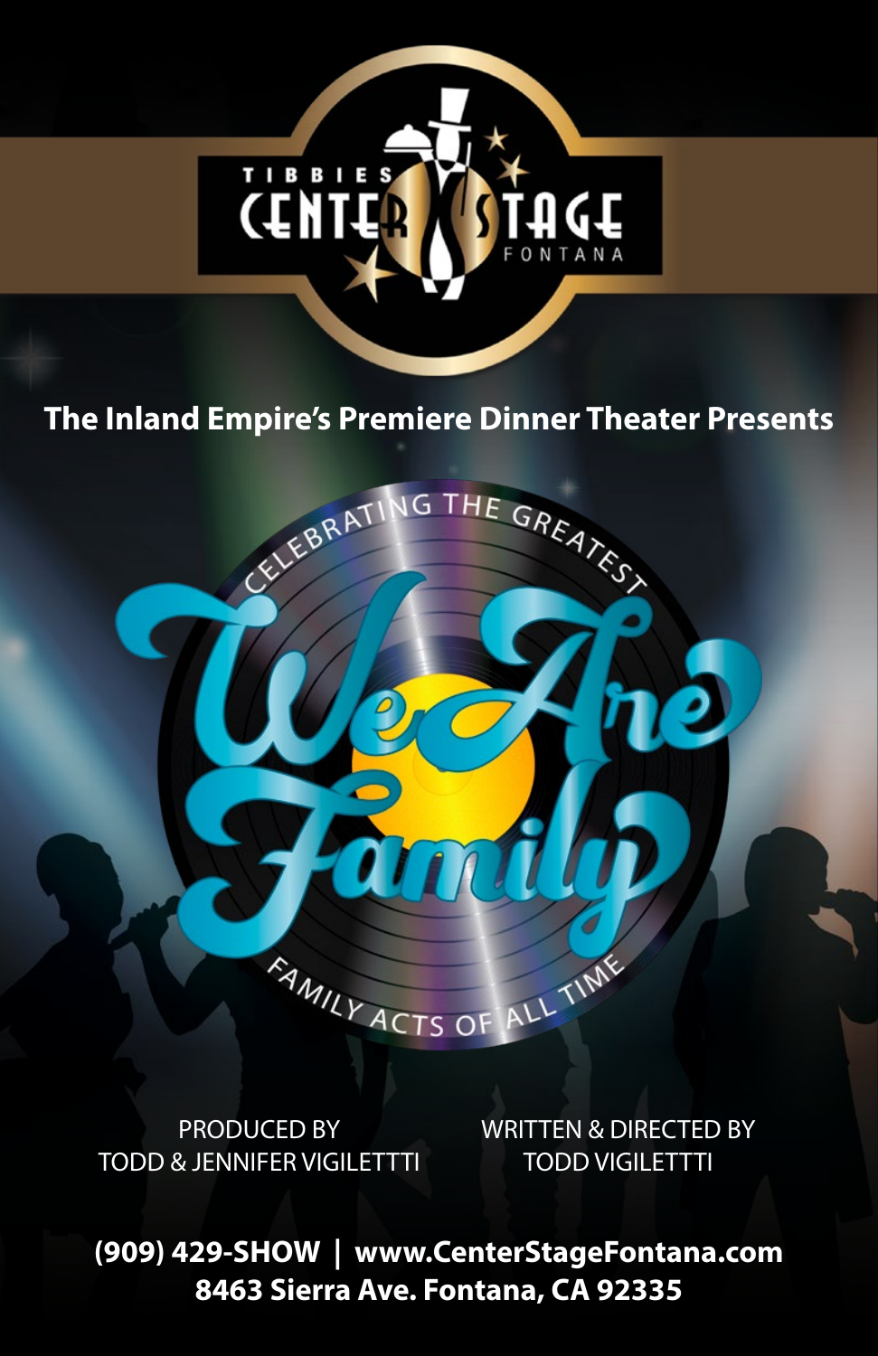TIBBIES CENTER STAGE FONTANA

**The Inland Empire's Premiere Dinner Theater Presents**

CELEBRATING THE GREATEST

# We Are Family

FAMILY ACTS OF ALL TIME

PRODUCED BY
TODD & JENNIFER VIGILETTTI

WRITTEN & DIRECTED BY
TODD VIGILETTTI

**(909) 429-SHOW | www.CenterStageFontana.com**
**8463 Sierra Ave. Fontana, CA 92335**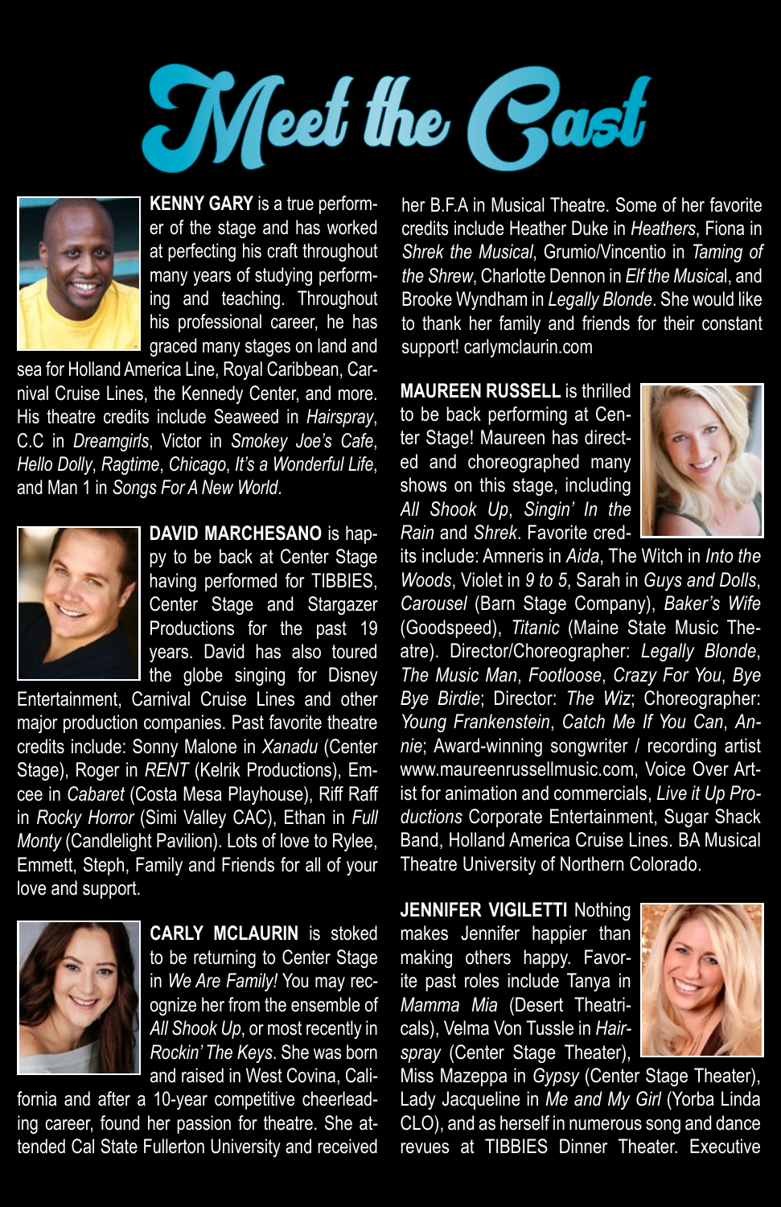# Meet the Cast

**KENNY GARY** is a true performer of the stage and has worked at perfecting his craft throughout many years of studying performing and teaching. Throughout his professional career, he has graced many stages on land and sea for Holland America Line, Royal Caribbean, Carnival Cruise Lines, the Kennedy Center, and more. His theatre credits include Seaweed in *Hairspray*, C.C in *Dreamgirls*, Victor in *Smokey Joe's Cafe*, *Hello Dolly*, *Ragtime*, *Chicago*, *It's a Wonderful Life*, and Man 1 in *Songs For A New World*.

**DAVID MARCHESANO** is happy to be back at Center Stage having performed for TIBBIES, Center Stage and Stargazer Productions for the past 19 years. David has also toured the globe singing for Disney Entertainment, Carnival Cruise Lines and other major production companies. Past favorite theatre credits include: Sonny Malone in *Xanadu* (Center Stage), Roger in *RENT* (Kelrik Productions), Emcee in *Cabaret* (Costa Mesa Playhouse), Riff Raff in *Rocky Horror* (Simi Valley CAC), Ethan in *Full Monty* (Candlelight Pavilion). Lots of love to Rylee, Emmett, Steph, Family and Friends for all of your love and support.

**CARLY MCLAURIN** is stoked to be returning to Center Stage in *We Are Family!* You may recognize her from the ensemble of *All Shook Up*, or most recently in *Rockin' The Keys*. She was born and raised in West Covina, California and after a 10-year competitive cheerleading career, found her passion for theatre. She attended Cal State Fullerton University and received her B.F.A in Musical Theatre. Some of her favorite credits include Heather Duke in *Heathers*, Fiona in *Shrek the Musical*, Grumio/Vincentio in *Taming of the Shrew*, Charlotte Dennon in *Elf the Musical*, and Brooke Wyndham in *Legally Blonde*. She would like to thank her family and friends for their constant support! carlymclaurin.com

**MAUREEN RUSSELL** is thrilled to be back performing at Center Stage! Maureen has directed and choreographed many shows on this stage, including *All Shook Up*, *Singin' In the Rain* and *Shrek*. Favorite credits include: Amneris in *Aida*, The Witch in *Into the Woods*, Violet in *9 to 5*, Sarah in *Guys and Dolls*, *Carousel* (Barn Stage Company), *Baker's Wife* (Goodspeed), *Titanic* (Maine State Music Theatre). Director/Choreographer: *Legally Blonde*, *The Music Man*, *Footloose*, *Crazy For You*, *Bye Bye Birdie*; Director: *The Wiz*; Choreographer: *Young Frankenstein*, *Catch Me If You Can*, *Annie*; Award-winning songwriter / recording artist www.maureenrussellmusic.com, Voice Over Artist for animation and commercials, *Live it Up Productions* Corporate Entertainment, Sugar Shack Band, Holland America Cruise Lines. BA Musical Theatre University of Northern Colorado.

**JENNIFER VIGILETTI** Nothing makes Jennifer happier than making others happy. Favorite past roles include Tanya in *Mamma Mia* (Desert Theatricals), Velma Von Tussle in *Hairspray* (Center Stage Theater), Miss Mazeppa in *Gypsy* (Center Stage Theater), Lady Jacqueline in *Me and My Girl* (Yorba Linda CLO), and as herself in numerous song and dance revues at TIBBIES Dinner Theater. Executive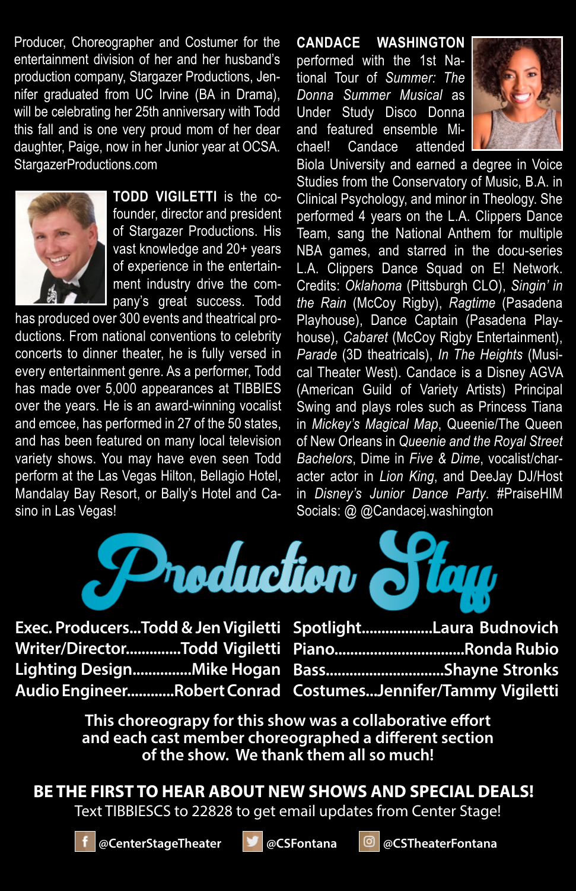Producer, Choreographer and Costumer for the entertainment division of her and her husband's production company, Stargazer Productions, Jennifer graduated from UC Irvine (BA in Drama), will be celebrating her 25th anniversary with Todd this fall and is one very proud mom of her dear daughter, Paige, now in her Junior year at OCSA. StargazerProductions.com

**TODD VIGILETTI** is the co-founder, director and president of Stargazer Productions. His vast knowledge and 20+ years of experience in the entertainment industry drive the company's great success. Todd has produced over 300 events and theatrical productions. From national conventions to celebrity concerts to dinner theater, he is fully versed in every entertainment genre. As a performer, Todd has made over 5,000 appearances at TIBBIES over the years. He is an award-winning vocalist and emcee, has performed in 27 of the 50 states, and has been featured on many local television variety shows. You may have even seen Todd perform at the Las Vegas Hilton, Bellagio Hotel, Mandalay Bay Resort, or Bally's Hotel and Casino in Las Vegas!

**CANDACE WASHINGTON** performed with the 1st National Tour of *Summer: The Donna Summer Musical* as Under Study Disco Donna and featured ensemble Michael! Candace attended Biola University and earned a degree in Voice Studies from the Conservatory of Music, B.A. in Clinical Psychology, and minor in Theology. She performed 4 years on the L.A. Clippers Dance Team, sang the National Anthem for multiple NBA games, and starred in the docu-series L.A. Clippers Dance Squad on E! Network. Credits: *Oklahoma* (Pittsburgh CLO), *Singin' in the Rain* (McCoy Rigby), *Ragtime* (Pasadena Playhouse), Dance Captain (Pasadena Playhouse), *Cabaret* (McCoy Rigby Entertainment), *Parade* (3D theatricals), *In The Heights* (Musical Theater West). Candace is a Disney AGVA (American Guild of Variety Artists) Principal Swing and plays roles such as Princess Tiana in *Mickey's Magical Map*, Queenie/The Queen of New Orleans in *Queenie and the Royal Street Bachelors*, Dime in *Five & Dime*, vocalist/character actor in *Lion King*, and DeeJay DJ/Host in *Disney's Junior Dance Party*. #PraiseHIM Socials: @ @Candacej.washington

# Production Staff

**Exec. Producers...Todd & Jen Vigiletti**
**Writer/Director.............Todd Vigiletti**
**Lighting Design...............Mike Hogan**
**Audio Engineer............Robert Conrad**
**Spotlight..................Laura Budnovich**
**Piano................................Ronda Rubio**
**Bass.............................Shayne Stronks**
**Costumes...Jennifer/Tammy Vigiletti**

**This choreograpy for this show was a collaborative effort and each cast member choreographed a different section of the show. We thank them all so much!**

**BE THE FIRST TO HEAR ABOUT NEW SHOWS AND SPECIAL DEALS!**
Text TIBBIESCS to 22828 to get email updates from Center Stage!

**@CenterStageTheater** **@CSFontana** **@CSTheaterFontana**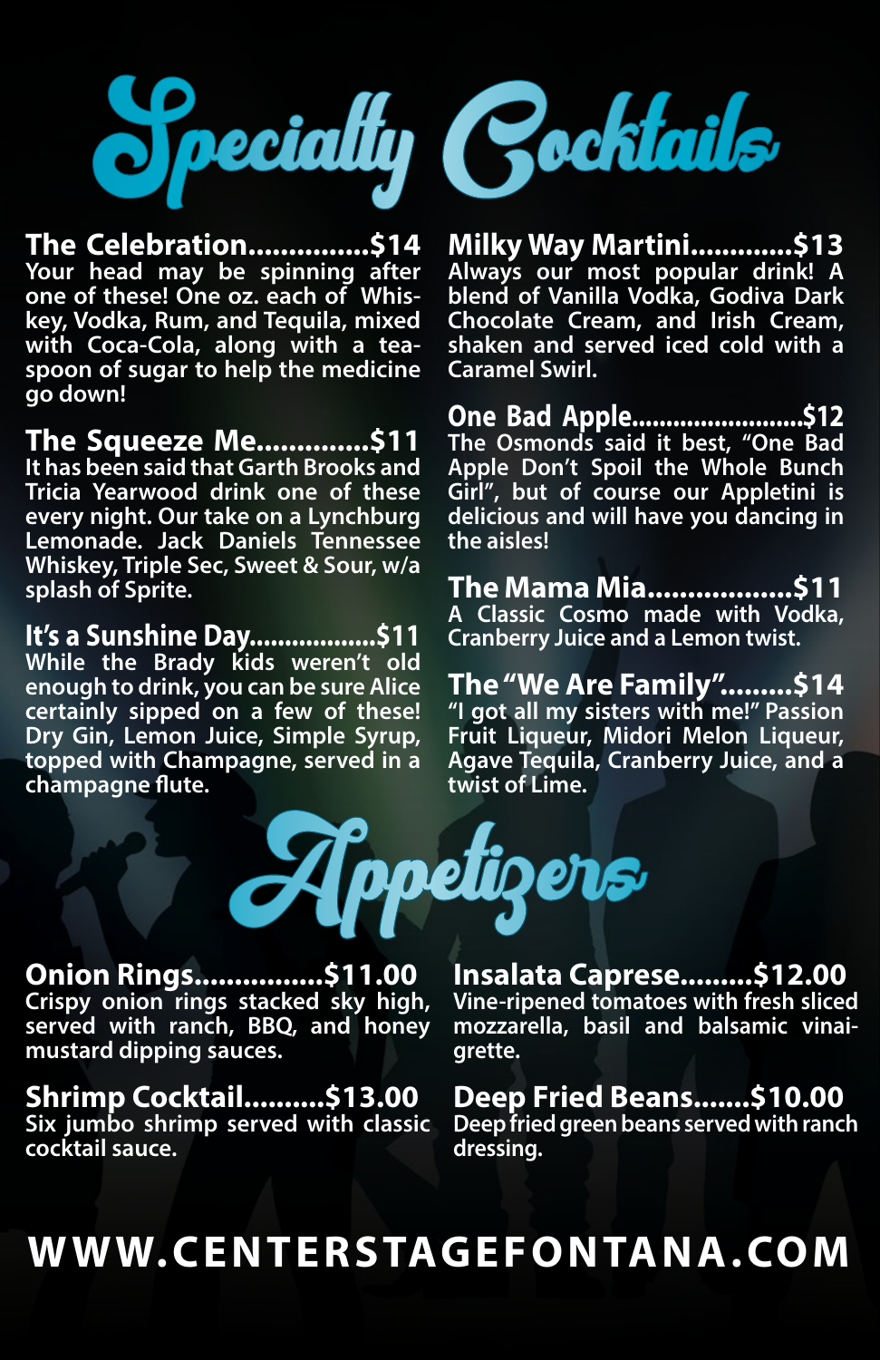# Specialty Cocktails

**The Celebration...............$14**
Your head may be spinning after one of these! One oz. each of Whiskey, Vodka, Rum, and Tequila, mixed with Coca-Cola, along with a teaspoon of sugar to help the medicine go down!

**The Squeeze Me.............$11**
It has been said that Garth Brooks and Tricia Yearwood drink one of these every night. Our take on a Lynchburg Lemonade. Jack Daniels Tennessee Whiskey, Triple Sec, Sweet & Sour, w/a splash of Sprite.

**It's a Sunshine Day.................$11**
While the Brady kids weren't old enough to drink, you can be sure Alice certainly sipped on a few of these! Dry Gin, Lemon Juice, Simple Syrup, topped with Champagne, served in a champagne flute.

**Milky Way Martini............$13**
Always our most popular drink! A blend of Vanilla Vodka, Godiva Dark Chocolate Cream, and Irish Cream, shaken and served iced cold with a Caramel Swirl.

**One Bad Apple........................$12**
The Osmonds said it best, "One Bad Apple Don't Spoil the Whole Bunch Girl", but of course our Appletini is delicious and will have you dancing in the aisles!

**The Mama Mia.................$11**
A Classic Cosmo made with Vodka, Cranberry Juice and a Lemon twist.

**The "We Are Family".........$14**
"I got all my sisters with me!" Passion Fruit Liqueur, Midori Melon Liqueur, Agave Tequila, Cranberry Juice, and a twist of Lime.

# Appetizers

**Onion Rings...............$11.00**
Crispy onion rings stacked sky high, served with ranch, BBQ, and honey mustard dipping sauces.

**Shrimp Cocktail..........$13.00**
Six jumbo shrimp served with classic cocktail sauce.

**Insalata Caprese.........$12.00**
Vine-ripened tomatoes with fresh sliced mozzarella, basil and balsamic vinaigrette.

**Deep Fried Beans.......$10.00**
Deep fried green beans served with ranch dressing.

**WWW.CENTERSTAGEFONTANA.COM**